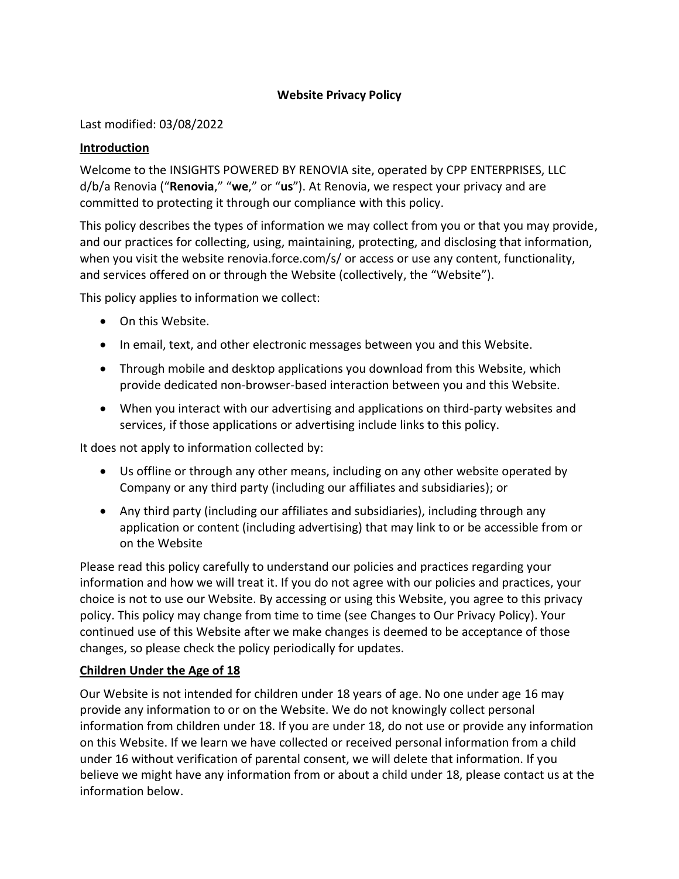# Website Privacy Policy

Last modified: 03/08/2022

## Introduction

Welcome to the INSIGHTS POWERED BY RENOVIA site, operated by CPP ENTERPRISES, LLC d/b/a Renovia ("**Renovia**," "**we**," or "**us**"). At Renovia, we respect your privacy and are committed to protecting it through our compliance with this policy.

This policy describes the types of information we may collect from you or that you may provide, and our practices for collecting, using, maintaining, protecting, and disclosing that information, when you visit the website renovia.force.com/s/ or access or use any content, functionality, and services offered on or through the Website (collectively, the "Website").

This policy applies to information we collect:

- On this Website.
- In email, text, and other electronic messages between you and this Website.
- Through mobile and desktop applications you download from this Website, which provide dedicated non-browser-based interaction between you and this Website.
- When you interact with our advertising and applications on third-party websites and services, if those applications or advertising include links to this policy.

It does not apply to information collected by:

- Us offline or through any other means, including on any other website operated by Company or any third party (including our affiliates and subsidiaries); or
- Any third party (including our affiliates and subsidiaries), including through any application or content (including advertising) that may link to or be accessible from or on the Website

Please read this policy carefully to understand our policies and practices regarding your information and how we will treat it. If you do not agree with our policies and practices, your choice is not to use our Website. By accessing or using this Website, you agree to this privacy policy. This policy may change from time to time (see Changes to Our Privacy Policy). Your continued use of this Website after we make changes is deemed to be acceptance of those changes, so please check the policy periodically for updates.

## Children Under the Age of 18

Our Website is not intended for children under 18 years of age. No one under age 16 may provide any information to or on the Website. We do not knowingly collect personal information from children under 18. If you are under 18, do not use or provide any information on this Website. If we learn we have collected or received personal information from a child under 16 without verification of parental consent, we will delete that information. If you believe we might have any information from or about a child under 18, please contact us at the information below.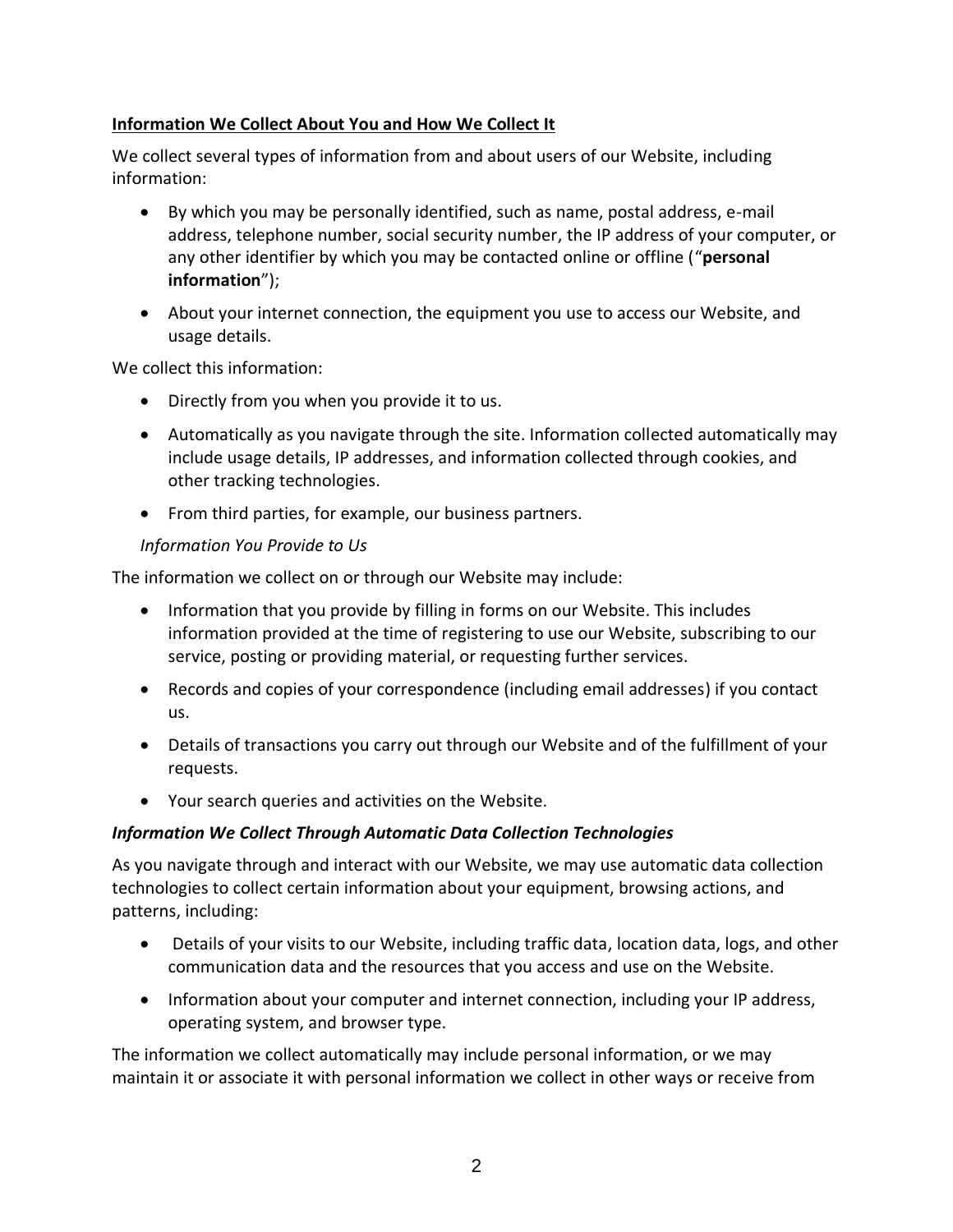**<u>Information We Collect About You and How We Collect It</u>**

We collect several types of information from and about users of our Website, including information:

- By which you may be personally identified, such as name, postal address, e-mail address, telephone number, social security number, the IP address of your computer, or any other identifier by which you may be contacted online or offline ("**personal information**");
- About your internet connection, the equipment you use to access our Website, and usage details.

We collect this information:

- Directly from you when you provide it to us.
- Automatically as you navigate through the site. Information collected automatically may include usage details, IP addresses, and information collected through cookies, and other tracking technologies.
- From third parties, for example, our business partners.

*Information You Provide to Us*

The information we collect on or through our Website may include:

- Information that you provide by filling in forms on our Website. This includes information provided at the time of registering to use our Website, subscribing to our service, posting or providing material, or requesting further services.
- Records and copies of your correspondence (including email addresses) if you contact us.
- Details of transactions you carry out through our Website and of the fulfillment of your requests.
- Your search queries and activities on the Website.

***Information We Collect Through Automatic Data Collection Technologies***

As you navigate through and interact with our Website, we may use automatic data collection technologies to collect certain information about your equipment, browsing actions, and patterns, including:

- Details of your visits to our Website, including traffic data, location data, logs, and other communication data and the resources that you access and use on the Website.
- Information about your computer and internet connection, including your IP address, operating system, and browser type.

The information we collect automatically may include personal information, or we may maintain it or associate it with personal information we collect in other ways or receive from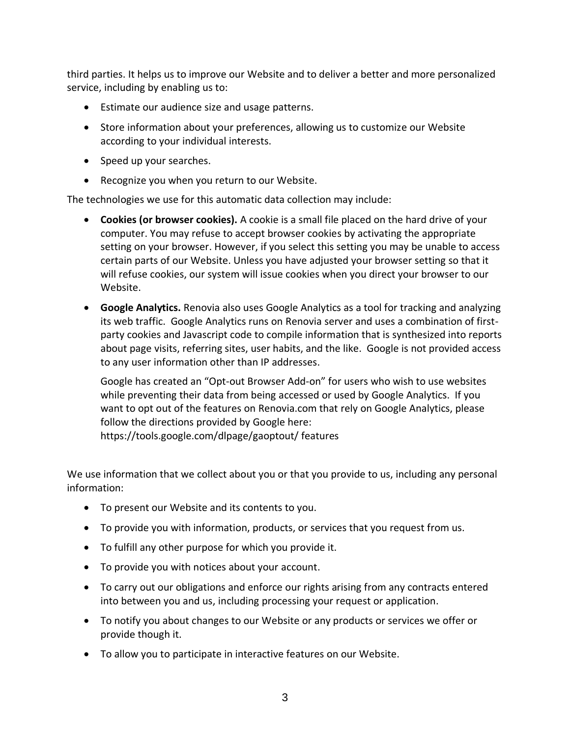third parties. It helps us to improve our Website and to deliver a better and more personalized service, including by enabling us to:

- Estimate our audience size and usage patterns.
- Store information about your preferences, allowing us to customize our Website according to your individual interests.
- Speed up your searches.
- Recognize you when you return to our Website.

The technologies we use for this automatic data collection may include:

- **Cookies (or browser cookies).** A cookie is a small file placed on the hard drive of your computer. You may refuse to accept browser cookies by activating the appropriate setting on your browser. However, if you select this setting you may be unable to access certain parts of our Website. Unless you have adjusted your browser setting so that it will refuse cookies, our system will issue cookies when you direct your browser to our Website.
- **Google Analytics.** Renovia also uses Google Analytics as a tool for tracking and analyzing its web traffic. Google Analytics runs on Renovia server and uses a combination of first-party cookies and Javascript code to compile information that is synthesized into reports about page visits, referring sites, user habits, and the like. Google is not provided access to any user information other than IP addresses.

  Google has created an "Opt-out Browser Add-on" for users who wish to use websites while preventing their data from being accessed or used by Google Analytics. If you want to opt out of the features on Renovia.com that rely on Google Analytics, please follow the directions provided by Google here: https://tools.google.com/dlpage/gaoptout/ features

We use information that we collect about you or that you provide to us, including any personal information:

- To present our Website and its contents to you.
- To provide you with information, products, or services that you request from us.
- To fulfill any other purpose for which you provide it.
- To provide you with notices about your account.
- To carry out our obligations and enforce our rights arising from any contracts entered into between you and us, including processing your request or application.
- To notify you about changes to our Website or any products or services we offer or provide though it.
- To allow you to participate in interactive features on our Website.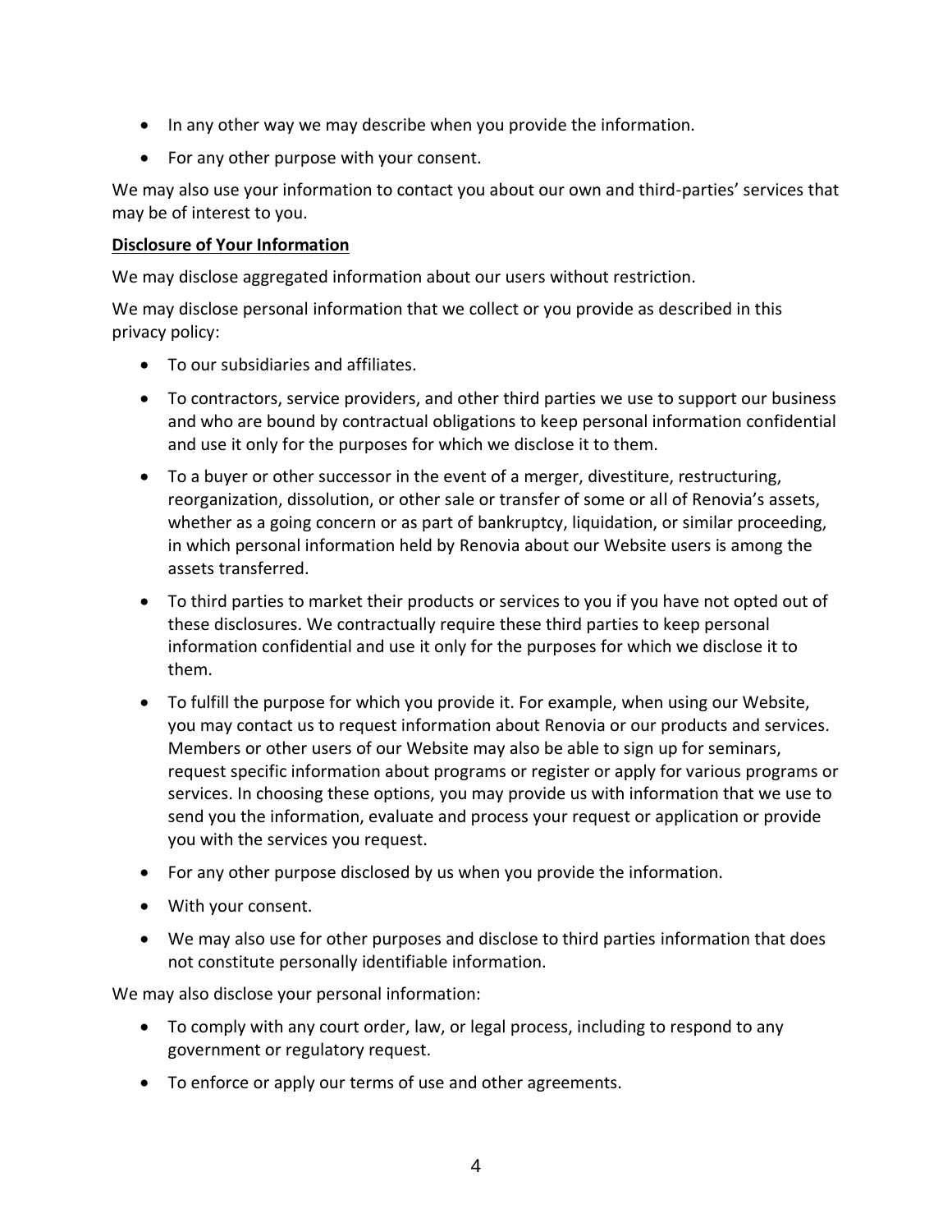- In any other way we may describe when you provide the information.
- For any other purpose with your consent.

We may also use your information to contact you about our own and third-parties' services that may be of interest to you.

**Disclosure of Your Information**

We may disclose aggregated information about our users without restriction.

We may disclose personal information that we collect or you provide as described in this privacy policy:

- To our subsidiaries and affiliates.
- To contractors, service providers, and other third parties we use to support our business and who are bound by contractual obligations to keep personal information confidential and use it only for the purposes for which we disclose it to them.
- To a buyer or other successor in the event of a merger, divestiture, restructuring, reorganization, dissolution, or other sale or transfer of some or all of Renovia's assets, whether as a going concern or as part of bankruptcy, liquidation, or similar proceeding, in which personal information held by Renovia about our Website users is among the assets transferred.
- To third parties to market their products or services to you if you have not opted out of these disclosures. We contractually require these third parties to keep personal information confidential and use it only for the purposes for which we disclose it to them.
- To fulfill the purpose for which you provide it. For example, when using our Website, you may contact us to request information about Renovia or our products and services. Members or other users of our Website may also be able to sign up for seminars, request specific information about programs or register or apply for various programs or services. In choosing these options, you may provide us with information that we use to send you the information, evaluate and process your request or application or provide you with the services you request.
- For any other purpose disclosed by us when you provide the information.
- With your consent.
- We may also use for other purposes and disclose to third parties information that does not constitute personally identifiable information.

We may also disclose your personal information:

- To comply with any court order, law, or legal process, including to respond to any government or regulatory request.
- To enforce or apply our terms of use and other agreements.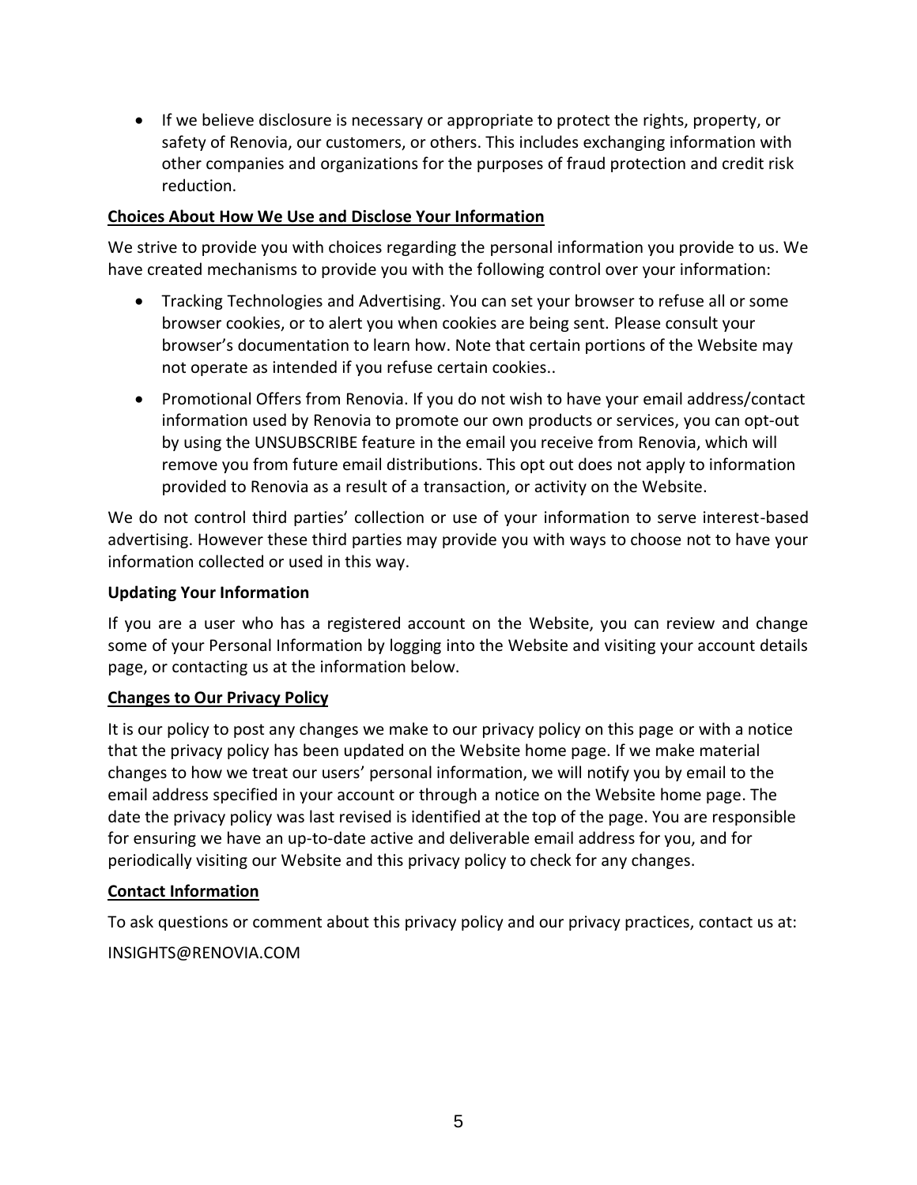- If we believe disclosure is necessary or appropriate to protect the rights, property, or safety of Renovia, our customers, or others. This includes exchanging information with other companies and organizations for the purposes of fraud protection and credit risk reduction.

## Choices About How We Use and Disclose Your Information

We strive to provide you with choices regarding the personal information you provide to us. We have created mechanisms to provide you with the following control over your information:

- Tracking Technologies and Advertising. You can set your browser to refuse all or some browser cookies, or to alert you when cookies are being sent. Please consult your browser's documentation to learn how. Note that certain portions of the Website may not operate as intended if you refuse certain cookies..
- Promotional Offers from Renovia. If you do not wish to have your email address/contact information used by Renovia to promote our own products or services, you can opt-out by using the UNSUBSCRIBE feature in the email you receive from Renovia, which will remove you from future email distributions. This opt out does not apply to information provided to Renovia as a result of a transaction, or activity on the Website.

We do not control third parties' collection or use of your information to serve interest-based advertising. However these third parties may provide you with ways to choose not to have your information collected or used in this way.

## Updating Your Information

If you are a user who has a registered account on the Website, you can review and change some of your Personal Information by logging into the Website and visiting your account details page, or contacting us at the information below.

## Changes to Our Privacy Policy

It is our policy to post any changes we make to our privacy policy on this page or with a notice that the privacy policy has been updated on the Website home page. If we make material changes to how we treat our users' personal information, we will notify you by email to the email address specified in your account or through a notice on the Website home page. The date the privacy policy was last revised is identified at the top of the page. You are responsible for ensuring we have an up-to-date active and deliverable email address for you, and for periodically visiting our Website and this privacy policy to check for any changes.

## Contact Information

To ask questions or comment about this privacy policy and our privacy practices, contact us at:

INSIGHTS@RENOVIA.COM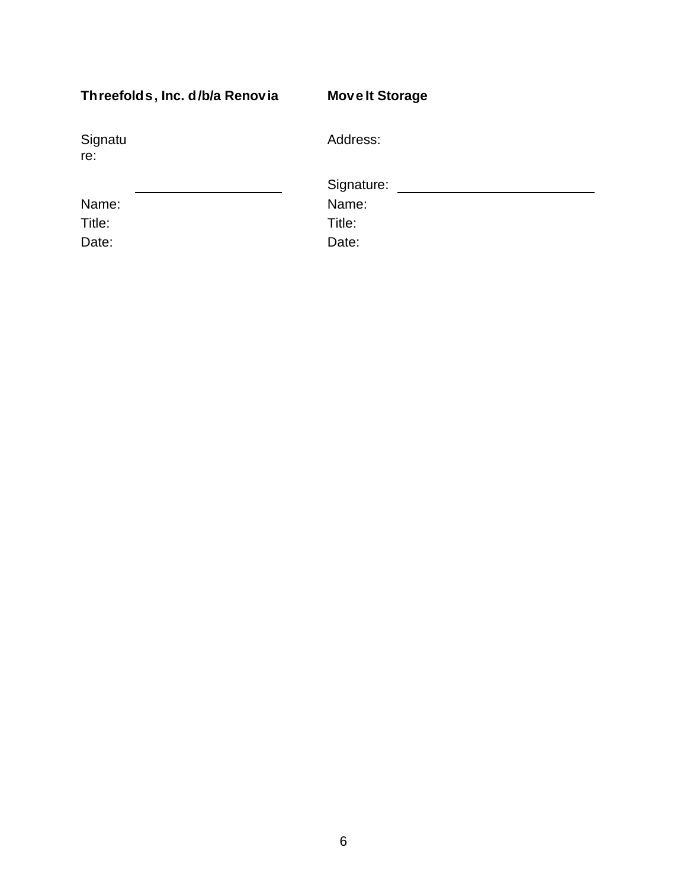**Threefolds, Inc. d/b/a Renovia**

Signature: ____________________

Name:

Title:

Date:

**Move It Storage**

Address:

Signature: ____________________________

Name:

Title:

Date: